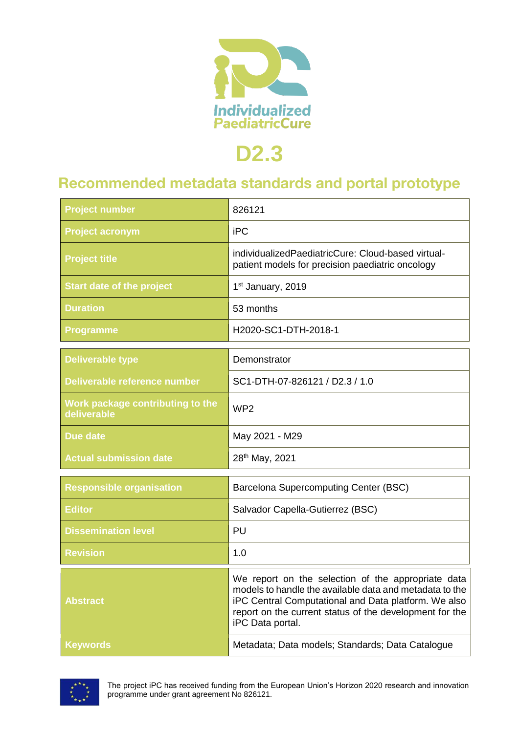# D2.3

## Recommended metadata standards and portal prototype

| | |
|---|---|
| **Project number** | 826121 |
| **Project acronym** | iPC |
| **Project title** | individualizedPaediatricCure: Cloud-based virtual-patient models for precision paediatric oncology |
| **Start date of the project** | 1st January, 2019 |
| **Duration** | 53 months |
| **Programme** | H2020-SC1-DTH-2018-1 |

| | |
|---|---|
| **Deliverable type** | Demonstrator |
| **Deliverable reference number** | SC1-DTH-07-826121 / D2.3 / 1.0 |
| **Work package contributing to the deliverable** | WP2 |
| **Due date** | May 2021 - M29 |
| **Actual submission date** | 28th May, 2021 |

| | |
|---|---|
| **Responsible organisation** | Barcelona Supercomputing Center (BSC) |
| **Editor** | Salvador Capella-Gutierrez (BSC) |
| **Dissemination level** | PU |
| **Revision** | 1.0 |

| | |
|---|---|
| **Abstract** | We report on the selection of the appropriate data models to handle the available data and metadata to the iPC Central Computational and Data platform. We also report on the current status of the development for the iPC Data portal. |
| **Keywords** | Metadata; Data models; Standards; Data Catalogue |

The project iPC has received funding from the European Union's Horizon 2020 research and innovation programme under grant agreement No 826121.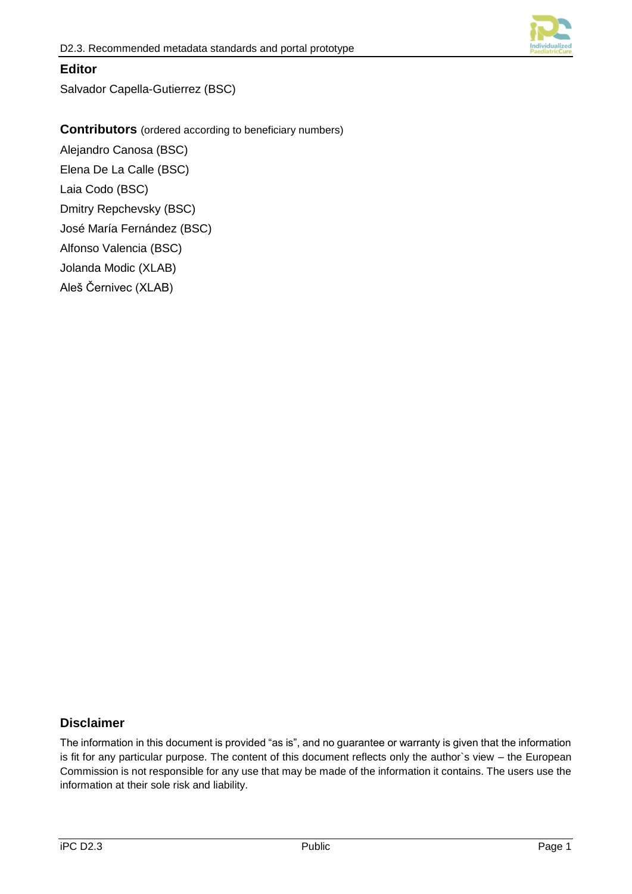**Editor**

Salvador Capella-Gutierrez (BSC)

**Contributors** (ordered according to beneficiary numbers)

Alejandro Canosa (BSC)

Elena De La Calle (BSC)

Laia Codo (BSC)

Dmitry Repchevsky (BSC)

José María Fernández (BSC)

Alfonso Valencia (BSC)

Jolanda Modic (XLAB)

Aleš Černivec (XLAB)

**Disclaimer**

The information in this document is provided "as is", and no guarantee or warranty is given that the information is fit for any particular purpose. The content of this document reflects only the author`s view – the European Commission is not responsible for any use that may be made of the information it contains. The users use the information at their sole risk and liability.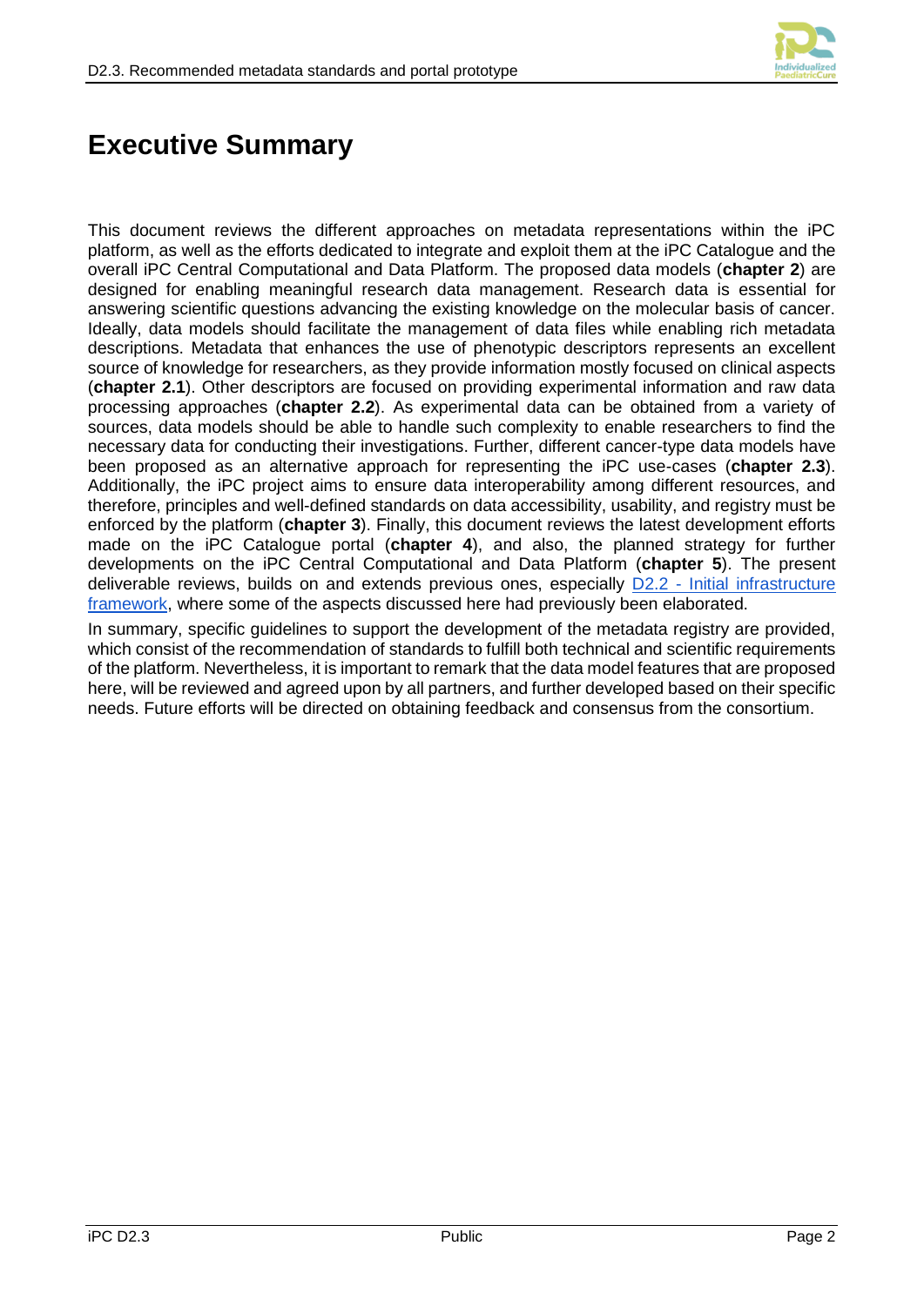# Executive Summary

This document reviews the different approaches on metadata representations within the iPC platform, as well as the efforts dedicated to integrate and exploit them at the iPC Catalogue and the overall iPC Central Computational and Data Platform. The proposed data models (**chapter 2**) are designed for enabling meaningful research data management. Research data is essential for answering scientific questions advancing the existing knowledge on the molecular basis of cancer. Ideally, data models should facilitate the management of data files while enabling rich metadata descriptions. Metadata that enhances the use of phenotypic descriptors represents an excellent source of knowledge for researchers, as they provide information mostly focused on clinical aspects (**chapter 2.1**). Other descriptors are focused on providing experimental information and raw data processing approaches (**chapter 2.2**). As experimental data can be obtained from a variety of sources, data models should be able to handle such complexity to enable researchers to find the necessary data for conducting their investigations. Further, different cancer-type data models have been proposed as an alternative approach for representing the iPC use-cases (**chapter 2.3**). Additionally, the iPC project aims to ensure data interoperability among different resources, and therefore, principles and well-defined standards on data accessibility, usability, and registry must be enforced by the platform (**chapter 3**). Finally, this document reviews the latest development efforts made on the iPC Catalogue portal (**chapter 4**), and also, the planned strategy for further developments on the iPC Central Computational and Data Platform (**chapter 5**). The present deliverable reviews, builds on and extends previous ones, especially [D2.2 - Initial infrastructure framework](), where some of the aspects discussed here had previously been elaborated.

In summary, specific guidelines to support the development of the metadata registry are provided, which consist of the recommendation of standards to fulfill both technical and scientific requirements of the platform. Nevertheless, it is important to remark that the data model features that are proposed here, will be reviewed and agreed upon by all partners, and further developed based on their specific needs. Future efforts will be directed on obtaining feedback and consensus from the consortium.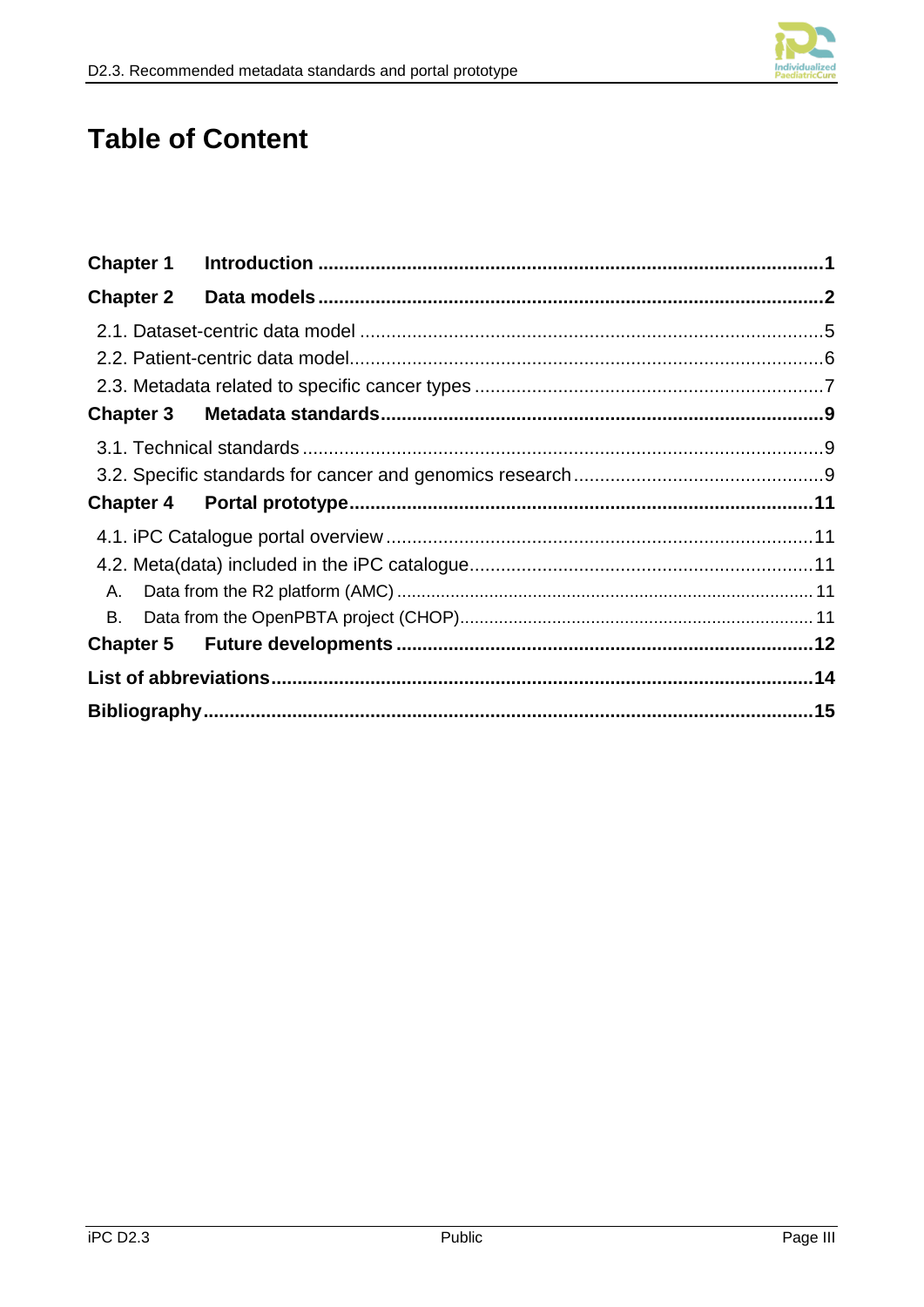# Table of Content

**Chapter 1 Introduction** ........................................................................................ **1**

**Chapter 2 Data models** ........................................................................................ **2**

- 2.1. Dataset-centric data model ........................................................................ 5
- 2.2. Patient-centric data model.......................................................................... 6
- 2.3. Metadata related to specific cancer types ................................................... 7

**Chapter 3 Metadata standards**.................................................................................. **9**

- 3.1. Technical standards .................................................................................... 9
- 3.2. Specific standards for cancer and genomics research ................................. 9

**Chapter 4 Portal prototype**...................................................................................... **11**

- 4.1. iPC Catalogue portal overview .................................................................. 11
- 4.2. Meta(data) included in the iPC catalogue................................................... 11
  - A. Data from the R2 platform (AMC) ........................................................... 11
  - B. Data from the OpenPBTA project (CHOP)................................................ 11

**Chapter 5 Future developments** ............................................................................... **12**

**List of abbreviations**................................................................................................ **14**

**Bibliography**............................................................................................................ **15**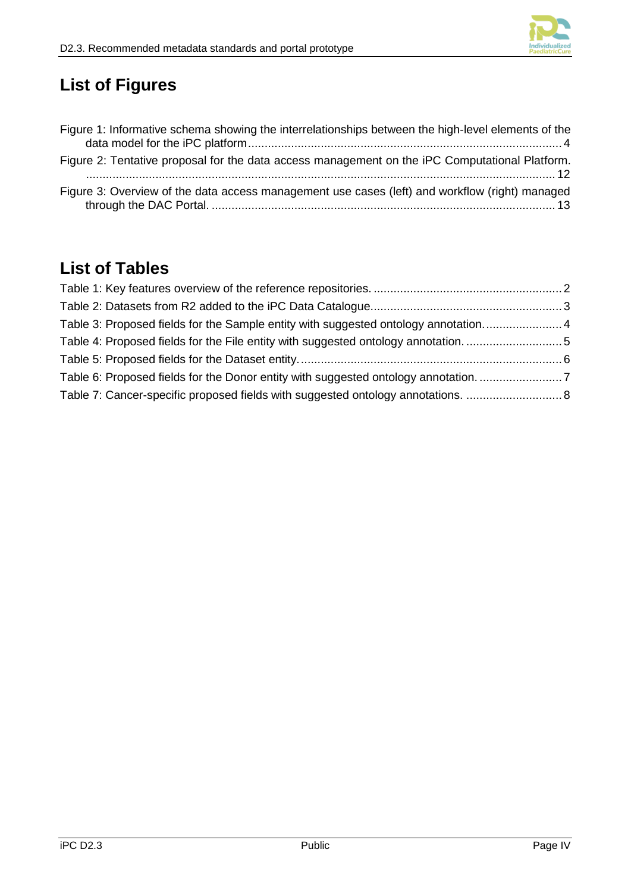## List of Figures

Figure 1: Informative schema showing the interrelationships between the high-level elements of the data model for the iPC platform ........................................................................................... 4

Figure 2: Tentative proposal for the data access management on the iPC Computational Platform. ........................................................................................................................................ 12

Figure 3: Overview of the data access management use cases (left) and workflow (right) managed through the DAC Portal. ........................................................................................................ 13

## List of Tables

Table 1: Key features overview of the reference repositories. ........................................................ 2

Table 2: Datasets from R2 added to the iPC Data Catalogue........................................................ 3

Table 3: Proposed fields for the Sample entity with suggested ontology annotation. ...................... 4

Table 4: Proposed fields for the File entity with suggested ontology annotation. ............................ 5

Table 5: Proposed fields for the Dataset entity. ............................................................................. 6

Table 6: Proposed fields for the Donor entity with suggested ontology annotation. ........................ 7

Table 7: Cancer-specific proposed fields with suggested ontology annotations. ............................ 8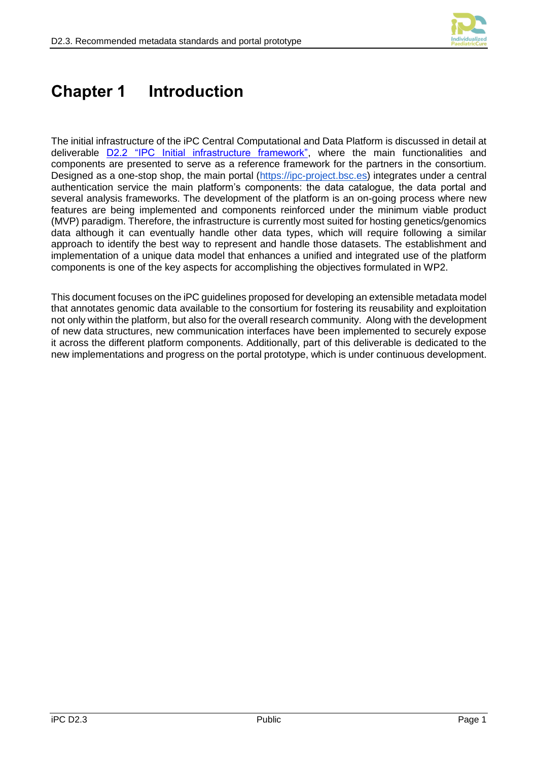# Chapter 1 Introduction

The initial infrastructure of the iPC Central Computational and Data Platform is discussed in detail at deliverable D2.2 "IPC Initial infrastructure framework", where the main functionalities and components are presented to serve as a reference framework for the partners in the consortium. Designed as a one-stop shop, the main portal (https://ipc-project.bsc.es) integrates under a central authentication service the main platform's components: the data catalogue, the data portal and several analysis frameworks. The development of the platform is an on-going process where new features are being implemented and components reinforced under the minimum viable product (MVP) paradigm. Therefore, the infrastructure is currently most suited for hosting genetics/genomics data although it can eventually handle other data types, which will require following a similar approach to identify the best way to represent and handle those datasets. The establishment and implementation of a unique data model that enhances a unified and integrated use of the platform components is one of the key aspects for accomplishing the objectives formulated in WP2.

This document focuses on the iPC guidelines proposed for developing an extensible metadata model that annotates genomic data available to the consortium for fostering its reusability and exploitation not only within the platform, but also for the overall research community. Along with the development of new data structures, new communication interfaces have been implemented to securely expose it across the different platform components. Additionally, part of this deliverable is dedicated to the new implementations and progress on the portal prototype, which is under continuous development.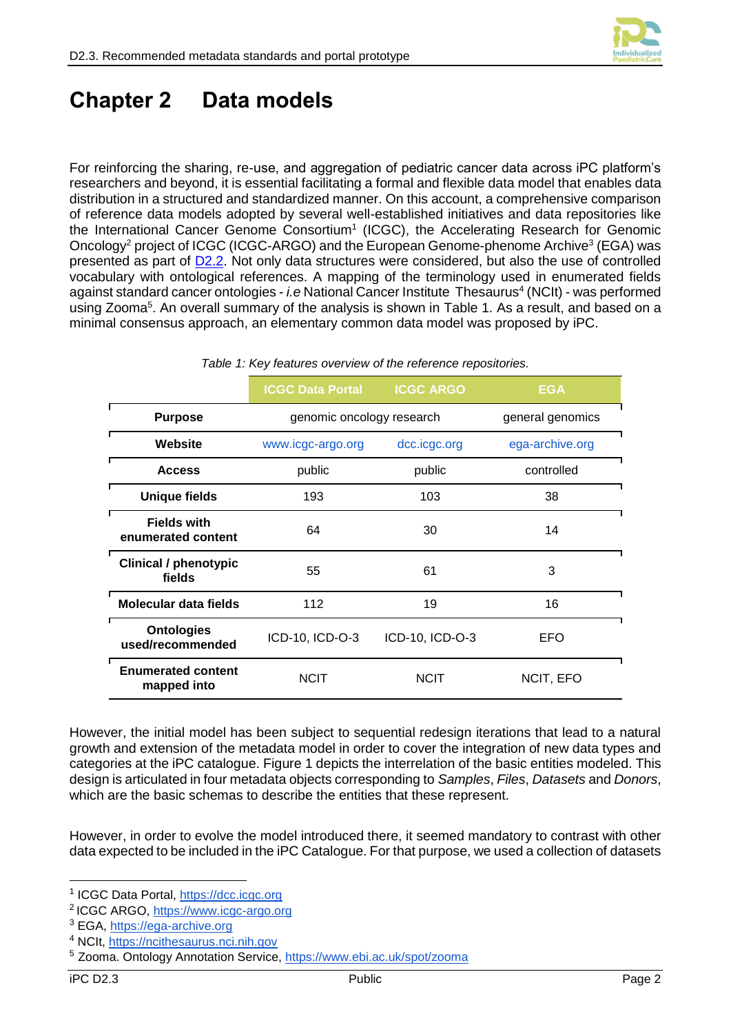# Chapter 2 Data models

For reinforcing the sharing, re-use, and aggregation of pediatric cancer data across iPC platform's researchers and beyond, it is essential facilitating a formal and flexible data model that enables data distribution in a structured and standardized manner. On this account, a comprehensive comparison of reference data models adopted by several well-established initiatives and data repositories like the International Cancer Genome Consortium[1] (ICGC), the Accelerating Research for Genomic Oncology[2] project of ICGC (ICGC-ARGO) and the European Genome-phenome Archive[3] (EGA) was presented as part of D2.2. Not only data structures were considered, but also the use of controlled vocabulary with ontological references. A mapping of the terminology used in enumerated fields against standard cancer ontologies - *i.e* National Cancer Institute Thesaurus[4] (NCIt) - was performed using Zooma[5]. An overall summary of the analysis is shown in Table 1. As a result, and based on a minimal consensus approach, an elementary common data model was proposed by iPC.

*Table 1: Key features overview of the reference repositories.*

| | ICGC Data Portal | ICGC ARGO | EGA |
|---|---|---|---|
| **Purpose** | genomic oncology research | | general genomics |
| **Website** | www.icgc-argo.org | dcc.icgc.org | ega-archive.org |
| **Access** | public | public | controlled |
| **Unique fields** | 193 | 103 | 38 |
| **Fields with enumerated content** | 64 | 30 | 14 |
| **Clinical / phenotypic fields** | 55 | 61 | 3 |
| **Molecular data fields** | 112 | 19 | 16 |
| **Ontologies used/recommended** | ICD-10, ICD-O-3 | ICD-10, ICD-O-3 | EFO |
| **Enumerated content mapped into** | NCIT | NCIT | NCIT, EFO |

However, the initial model has been subject to sequential redesign iterations that lead to a natural growth and extension of the metadata model in order to cover the integration of new data types and categories at the iPC catalogue. Figure 1 depicts the interrelation of the basic entities modeled. This design is articulated in four metadata objects corresponding to *Samples*, *Files*, *Datasets* and *Donors*, which are the basic schemas to describe the entities that these represent.

However, in order to evolve the model introduced there, it seemed mandatory to contrast with other data expected to be included in the iPC Catalogue. For that purpose, we used a collection of datasets

[1] ICGC Data Portal, https://dcc.icgc.org
[2] ICGC ARGO, https://www.icgc-argo.org
[3] EGA, https://ega-archive.org
[4] NCIt, https://ncithesaurus.nci.nih.gov
[5] Zooma. Ontology Annotation Service, https://www.ebi.ac.uk/spot/zooma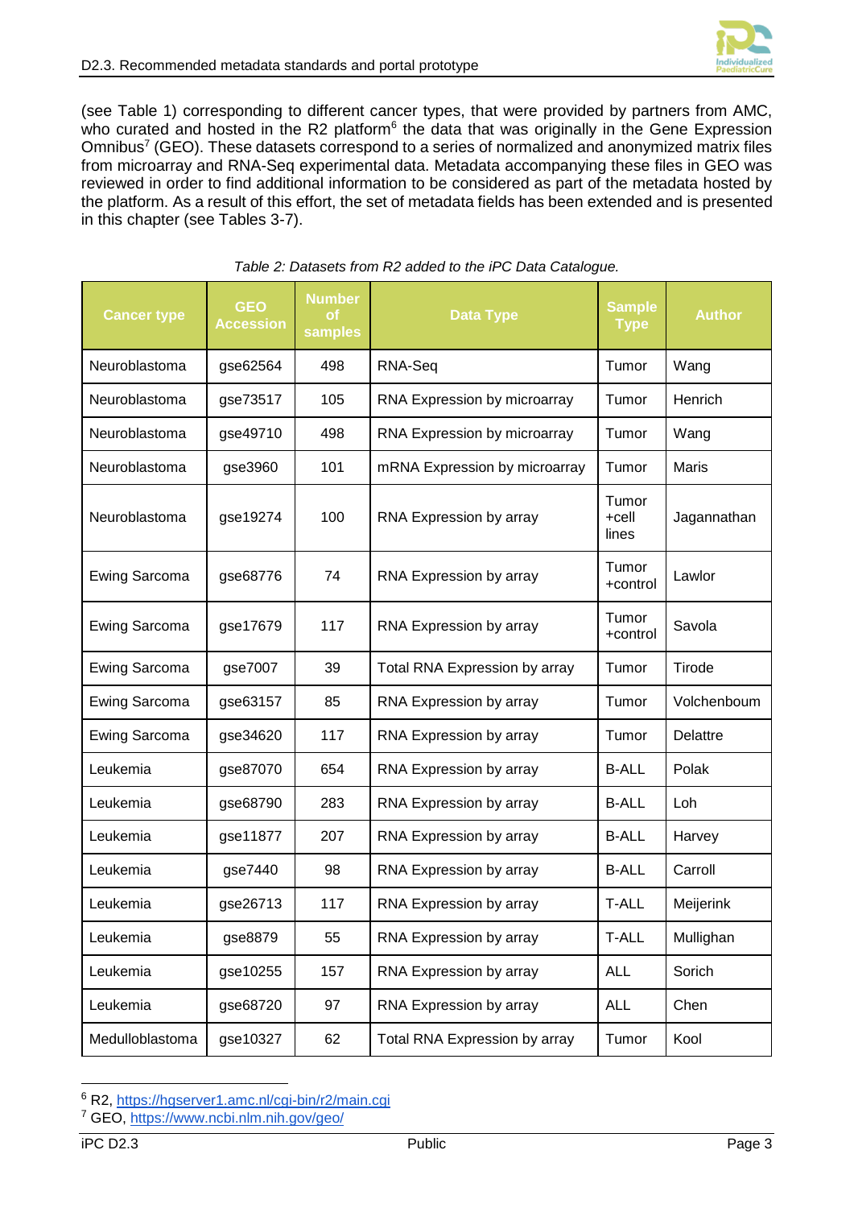(see Table 1) corresponding to different cancer types, that were provided by partners from AMC, who curated and hosted in the R2 platform[6] the data that was originally in the Gene Expression Omnibus[7] (GEO). These datasets correspond to a series of normalized and anonymized matrix files from microarray and RNA-Seq experimental data. Metadata accompanying these files in GEO was reviewed in order to find additional information to be considered as part of the metadata hosted by the platform. As a result of this effort, the set of metadata fields has been extended and is presented in this chapter (see Tables 3-7).

*Table 2: Datasets from R2 added to the iPC Data Catalogue.*

| Cancer type | GEO Accession | Number of samples | Data Type | Sample Type | Author |
|---|---|---|---|---|---|
| Neuroblastoma | gse62564 | 498 | RNA-Seq | Tumor | Wang |
| Neuroblastoma | gse73517 | 105 | RNA Expression by microarray | Tumor | Henrich |
| Neuroblastoma | gse49710 | 498 | RNA Expression by microarray | Tumor | Wang |
| Neuroblastoma | gse3960 | 101 | mRNA Expression by microarray | Tumor | Maris |
| Neuroblastoma | gse19274 | 100 | RNA Expression by array | Tumor +cell lines | Jagannathan |
| Ewing Sarcoma | gse68776 | 74 | RNA Expression by array | Tumor +control | Lawlor |
| Ewing Sarcoma | gse17679 | 117 | RNA Expression by array | Tumor +control | Savola |
| Ewing Sarcoma | gse7007 | 39 | Total RNA Expression by array | Tumor | Tirode |
| Ewing Sarcoma | gse63157 | 85 | RNA Expression by array | Tumor | Volchenboum |
| Ewing Sarcoma | gse34620 | 117 | RNA Expression by array | Tumor | Delattre |
| Leukemia | gse87070 | 654 | RNA Expression by array | B-ALL | Polak |
| Leukemia | gse68790 | 283 | RNA Expression by array | B-ALL | Loh |
| Leukemia | gse11877 | 207 | RNA Expression by array | B-ALL | Harvey |
| Leukemia | gse7440 | 98 | RNA Expression by array | B-ALL | Carroll |
| Leukemia | gse26713 | 117 | RNA Expression by array | T-ALL | Meijerink |
| Leukemia | gse8879 | 55 | RNA Expression by array | T-ALL | Mullighan |
| Leukemia | gse10255 | 157 | RNA Expression by array | ALL | Sorich |
| Leukemia | gse68720 | 97 | RNA Expression by array | ALL | Chen |
| Medulloblastoma | gse10327 | 62 | Total RNA Expression by array | Tumor | Kool |

[6] R2, https://hgserver1.amc.nl/cgi-bin/r2/main.cgi

[7] GEO, https://www.ncbi.nlm.nih.gov/geo/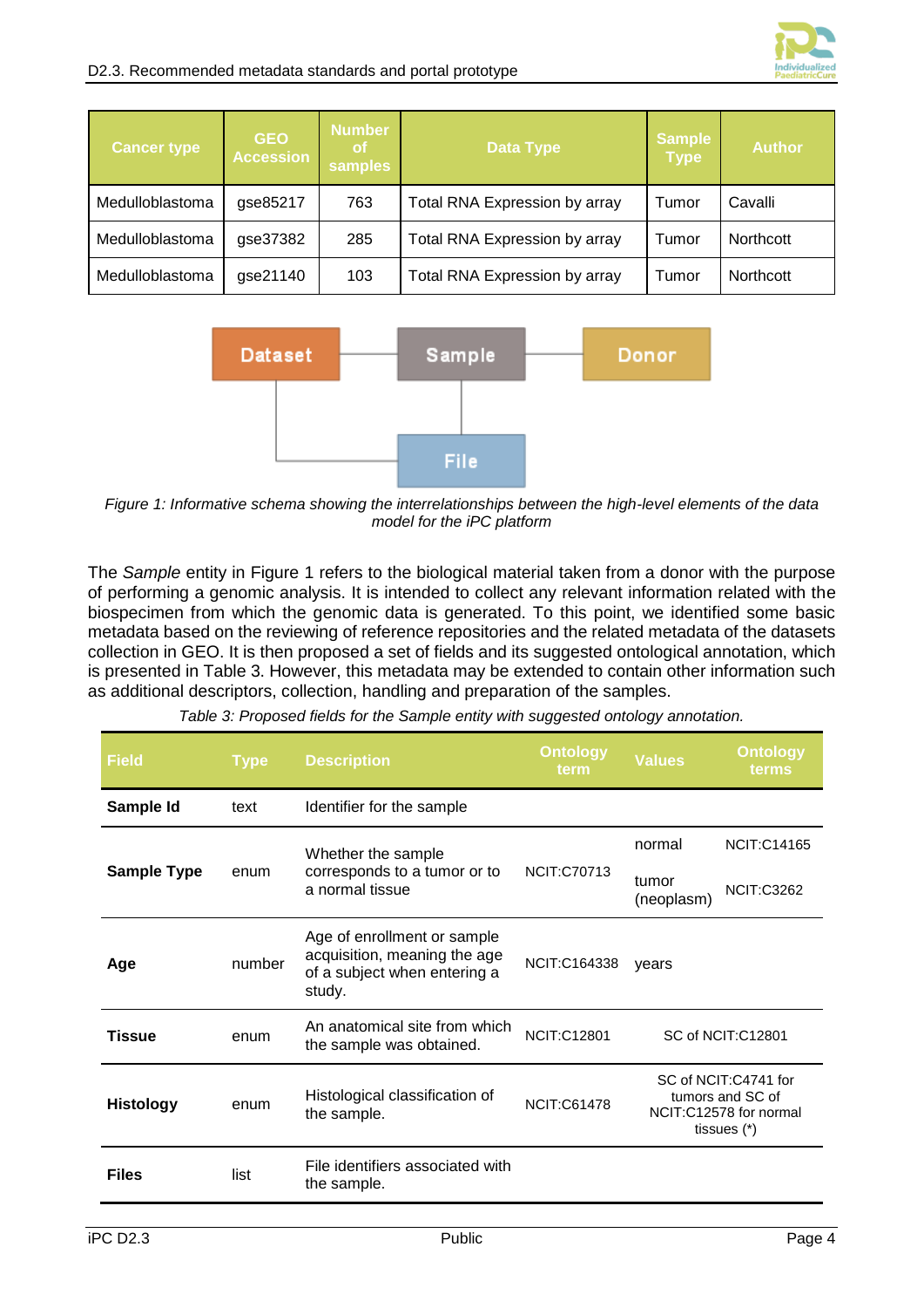| Cancer type | GEO Accession | Number of samples | Data Type | Sample Type | Author |
|---|---|---|---|---|---|
| Medulloblastoma | gse85217 | 763 | Total RNA Expression by array | Tumor | Cavalli |
| Medulloblastoma | gse37382 | 285 | Total RNA Expression by array | Tumor | Northcott |
| Medulloblastoma | gse21140 | 103 | Total RNA Expression by array | Tumor | Northcott |

*Figure 1: Informative schema showing the interrelationships between the high-level elements of the data model for the iPC platform*

The *Sample* entity in Figure 1 refers to the biological material taken from a donor with the purpose of performing a genomic analysis. It is intended to collect any relevant information related with the biospecimen from which the genomic data is generated. To this point, we identified some basic metadata based on the reviewing of reference repositories and the related metadata of the datasets collection in GEO. It is then proposed a set of fields and its suggested ontological annotation, which is presented in Table 3. However, this metadata may be extended to contain other information such as additional descriptors, collection, handling and preparation of the samples.

*Table 3: Proposed fields for the Sample entity with suggested ontology annotation.*

| Field | Type | Description | Ontology term | Values | Ontology terms |
|---|---|---|---|---|---|
| **Sample Id** | text | Identifier for the sample | | | |
| **Sample Type** | enum | Whether the sample corresponds to a tumor or to a normal tissue | NCIT:C70713 | normal | NCIT:C14165 |
| | | | | tumor (neoplasm) | NCIT:C3262 |
| **Age** | number | Age of enrollment or sample acquisition, meaning the age of a subject when entering a study. | NCIT:C164338 | years | |
| **Tissue** | enum | An anatomical site from which the sample was obtained. | NCIT:C12801 | SC of NCIT:C12801 | |
| **Histology** | enum | Histological classification of the sample. | NCIT:C61478 | SC of NCIT:C4741 for tumors and SC of NCIT:C12578 for normal tissues (*) | |
| **Files** | list | File identifiers associated with the sample. | | | |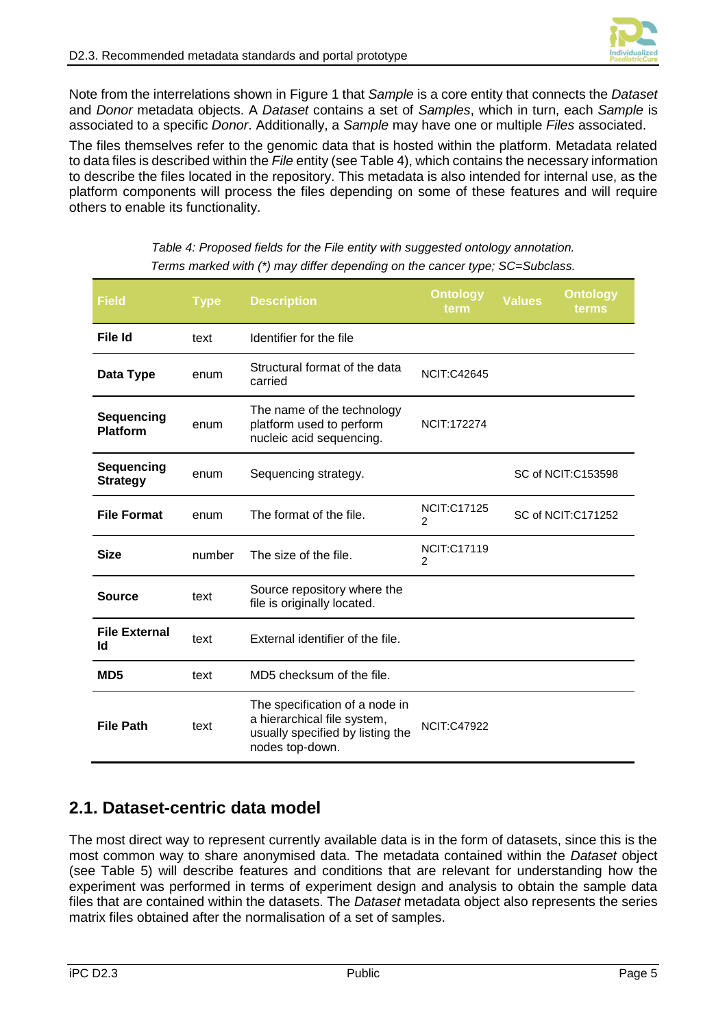Note from the interrelations shown in Figure 1 that *Sample* is a core entity that connects the *Dataset* and *Donor* metadata objects. A *Dataset* contains a set of *Samples*, which in turn, each *Sample* is associated to a specific *Donor*. Additionally, a *Sample* may have one or multiple *Files* associated.

The files themselves refer to the genomic data that is hosted within the platform. Metadata related to data files is described within the *File* entity (see Table 4), which contains the necessary information to describe the files located in the repository. This metadata is also intended for internal use, as the platform components will process the files depending on some of these features and will require others to enable its functionality.

*Table 4: Proposed fields for the File entity with suggested ontology annotation. Terms marked with (\*) may differ depending on the cancer type; SC=Subclass.*

| Field | Type | Description | Ontology term | Values | Ontology terms |
|---|---|---|---|---|---|
| **File Id** | text | Identifier for the file | | | |
| **Data Type** | enum | Structural format of the data carried | NCIT:C42645 | | |
| **Sequencing Platform** | enum | The name of the technology platform used to perform nucleic acid sequencing. | NCIT:172274 | | |
| **Sequencing Strategy** | enum | Sequencing strategy. | | | SC of NCIT:C153598 |
| **File Format** | enum | The format of the file. | NCIT:C171252 | | SC of NCIT:C171252 |
| **Size** | number | The size of the file. | NCIT:C171192 | | |
| **Source** | text | Source repository where the file is originally located. | | | |
| **File External Id** | text | External identifier of the file. | | | |
| **MD5** | text | MD5 checksum of the file. | | | |
| **File Path** | text | The specification of a node in a hierarchical file system, usually specified by listing the nodes top-down. | NCIT:C47922 | | |

## 2.1. Dataset-centric data model

The most direct way to represent currently available data is in the form of datasets, since this is the most common way to share anonymised data. The metadata contained within the *Dataset* object (see Table 5) will describe features and conditions that are relevant for understanding how the experiment was performed in terms of experiment design and analysis to obtain the sample data files that are contained within the datasets. The *Dataset* metadata object also represents the series matrix files obtained after the normalisation of a set of samples.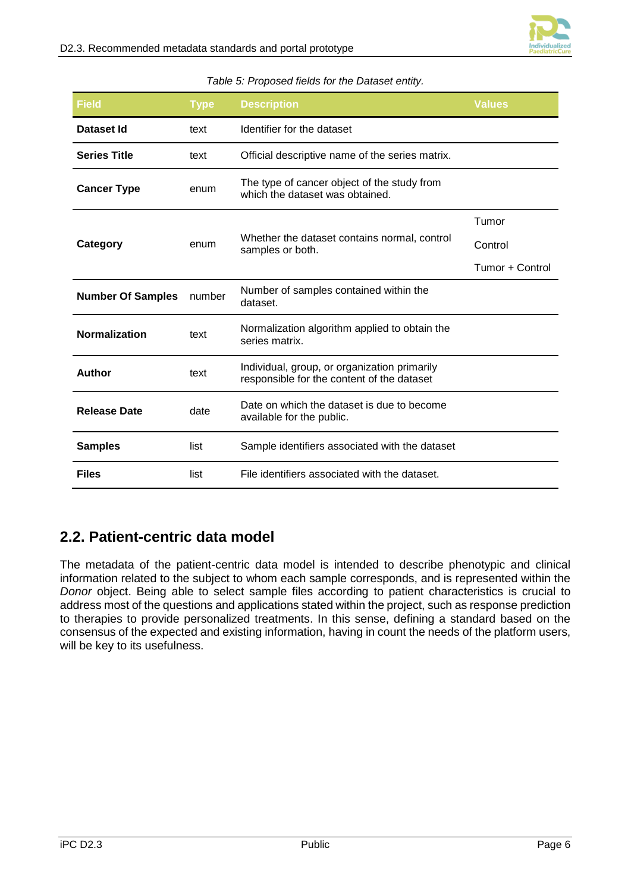*Table 5: Proposed fields for the Dataset entity.*

| Field | Type | Description | Values |
|---|---|---|---|
| **Dataset Id** | text | Identifier for the dataset | |
| **Series Title** | text | Official descriptive name of the series matrix. | |
| **Cancer Type** | enum | The type of cancer object of the study from which the dataset was obtained. | |
| **Category** | enum | Whether the dataset contains normal, control samples or both. | Tumor<br>Control<br>Tumor + Control |
| **Number Of Samples** | number | Number of samples contained within the dataset. | |
| **Normalization** | text | Normalization algorithm applied to obtain the series matrix. | |
| **Author** | text | Individual, group, or organization primarily responsible for the content of the dataset | |
| **Release Date** | date | Date on which the dataset is due to become available for the public. | |
| **Samples** | list | Sample identifiers associated with the dataset | |
| **Files** | list | File identifiers associated with the dataset. | |

## 2.2. Patient-centric data model

The metadata of the patient-centric data model is intended to describe phenotypic and clinical information related to the subject to whom each sample corresponds, and is represented within the *Donor* object. Being able to select sample files according to patient characteristics is crucial to address most of the questions and applications stated within the project, such as response prediction to therapies to provide personalized treatments. In this sense, defining a standard based on the consensus of the expected and existing information, having in count the needs of the platform users, will be key to its usefulness.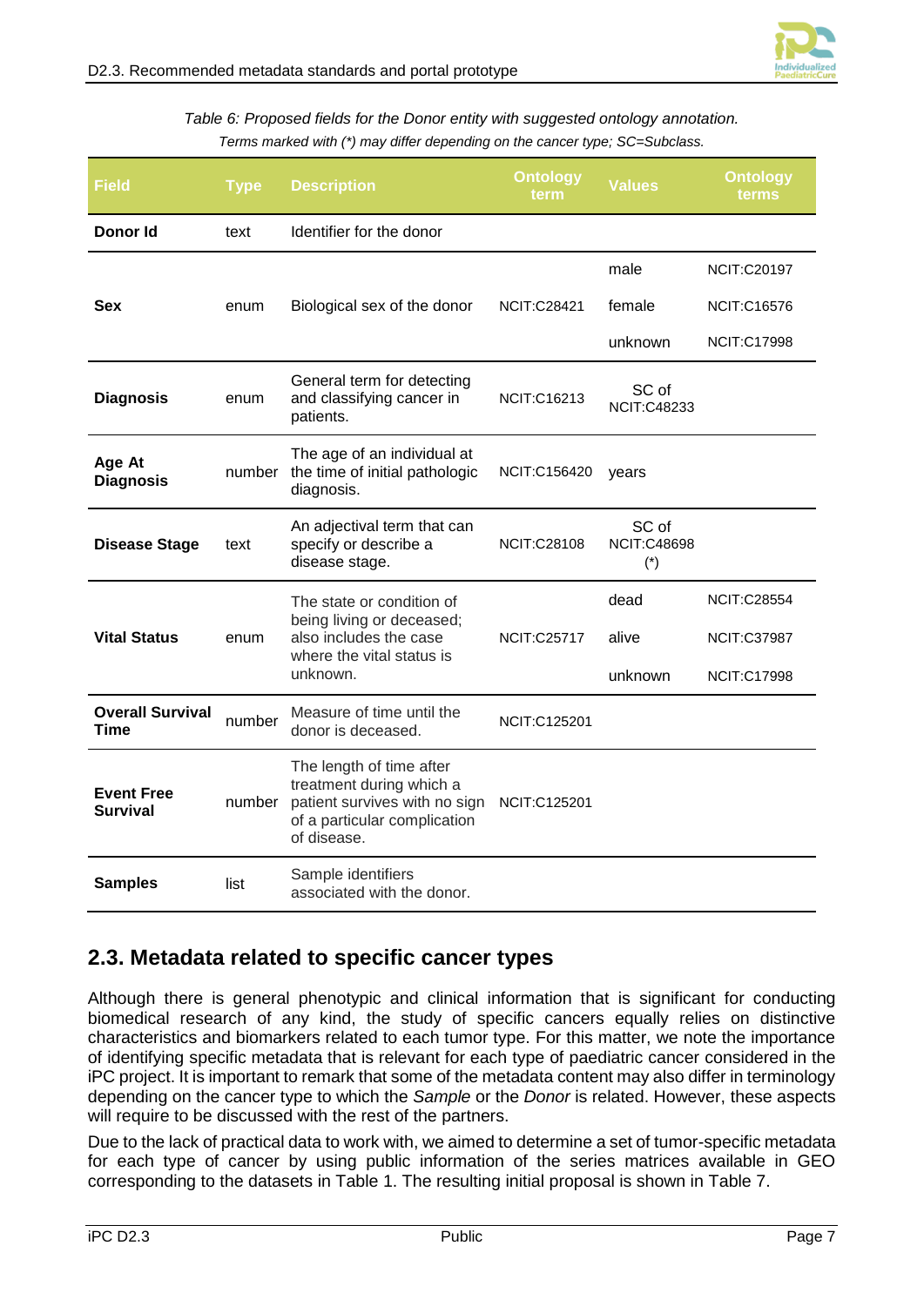*Table 6: Proposed fields for the Donor entity with suggested ontology annotation.*
*Terms marked with (*) may differ depending on the cancer type; SC=Subclass.*

| Field | Type | Description | Ontology term | Values | Ontology terms |
|---|---|---|---|---|---|
| **Donor Id** | text | Identifier for the donor | | | |
| **Sex** | enum | Biological sex of the donor | NCIT:C28421 | male | NCIT:C20197 |
| | | | | female | NCIT:C16576 |
| | | | | unknown | NCIT:C17998 |
| **Diagnosis** | enum | General term for detecting and classifying cancer in patients. | NCIT:C16213 | SC of NCIT:C48233 | |
| **Age At Diagnosis** | number | The age of an individual at the time of initial pathologic diagnosis. | NCIT:C156420 | years | |
| **Disease Stage** | text | An adjectival term that can specify or describe a disease stage. | NCIT:C28108 | SC of NCIT:C48698 (*) | |
| **Vital Status** | enum | The state or condition of being living or deceased; also includes the case where the vital status is unknown. | NCIT:C25717 | dead | NCIT:C28554 |
| | | | | alive | NCIT:C37987 |
| | | | | unknown | NCIT:C17998 |
| **Overall Survival Time** | number | Measure of time until the donor is deceased. | NCIT:C125201 | | |
| **Event Free Survival** | number | The length of time after treatment during which a patient survives with no sign of a particular complication of disease. | NCIT:C125201 | | |
| **Samples** | list | Sample identifiers associated with the donor. | | | |

## 2.3. Metadata related to specific cancer types

Although there is general phenotypic and clinical information that is significant for conducting biomedical research of any kind, the study of specific cancers equally relies on distinctive characteristics and biomarkers related to each tumor type. For this matter, we note the importance of identifying specific metadata that is relevant for each type of paediatric cancer considered in the iPC project. It is important to remark that some of the metadata content may also differ in terminology depending on the cancer type to which the *Sample* or the *Donor* is related. However, these aspects will require to be discussed with the rest of the partners.

Due to the lack of practical data to work with, we aimed to determine a set of tumor-specific metadata for each type of cancer by using public information of the series matrices available in GEO corresponding to the datasets in Table 1. The resulting initial proposal is shown in Table 7.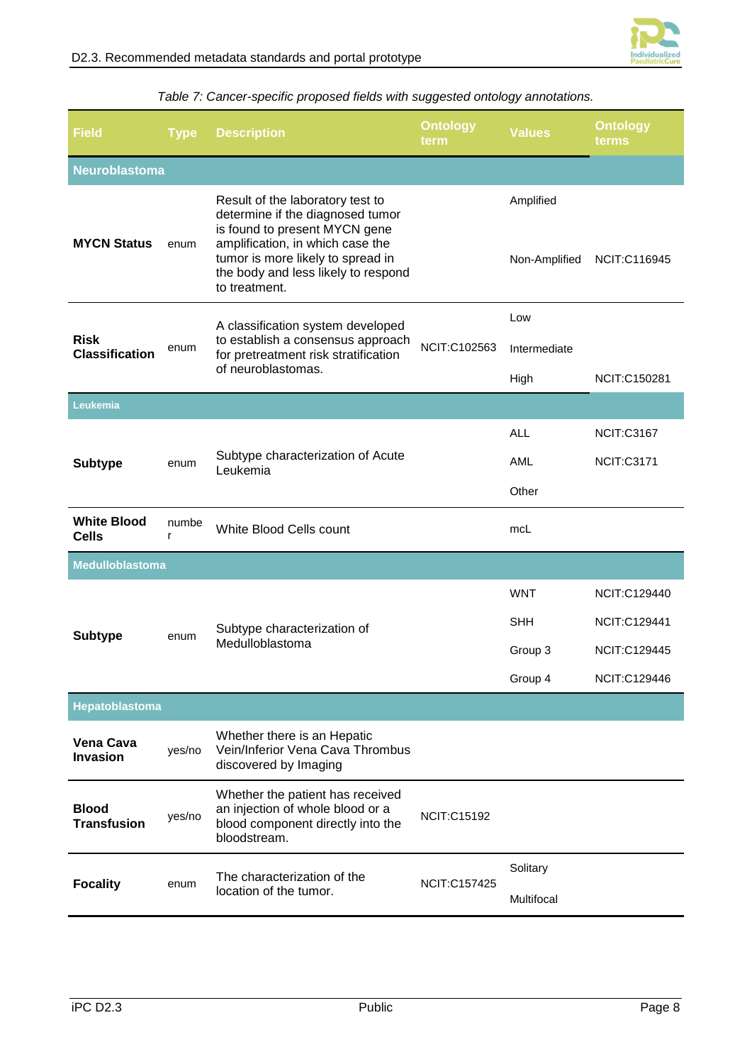*Table 7: Cancer-specific proposed fields with suggested ontology annotations.*

| Field | Type | Description | Ontology term | Values | Ontology terms |
|---|---|---|---|---|---|
| **Neuroblastoma** | | | | | |
| **MYCN Status** | enum | Result of the laboratory test to determine if the diagnosed tumor is found to present MYCN gene amplification, in which case the tumor is more likely to spread in the body and less likely to respond to treatment. | | Amplified | |
| | | | | Non-Amplified | NCIT:C116945 |
| **Risk Classification** | enum | A classification system developed to establish a consensus approach for pretreatment risk stratification of neuroblastomas. | NCIT:C102563 | Low | |
| | | | | Intermediate | |
| | | | | High | NCIT:C150281 |
| **Leukemia** | | | | | |
| **Subtype** | enum | Subtype characterization of Acute Leukemia | | ALL | NCIT:C3167 |
| | | | | AML | NCIT:C3171 |
| | | | | Other | |
| **White Blood Cells** | number | White Blood Cells count | | mcL | |
| **Medulloblastoma** | | | | | |
| **Subtype** | enum | Subtype characterization of Medulloblastoma | | WNT | NCIT:C129440 |
| | | | | SHH | NCIT:C129441 |
| | | | | Group 3 | NCIT:C129445 |
| | | | | Group 4 | NCIT:C129446 |
| **Hepatoblastoma** | | | | | |
| **Vena Cava Invasion** | yes/no | Whether there is an Hepatic Vein/Inferior Vena Cava Thrombus discovered by Imaging | | | |
| **Blood Transfusion** | yes/no | Whether the patient has received an injection of whole blood or a blood component directly into the bloodstream. | NCIT:C15192 | | |
| **Focality** | enum | The characterization of the location of the tumor. | NCIT:C157425 | Solitary | |
| | | | | Multifocal | |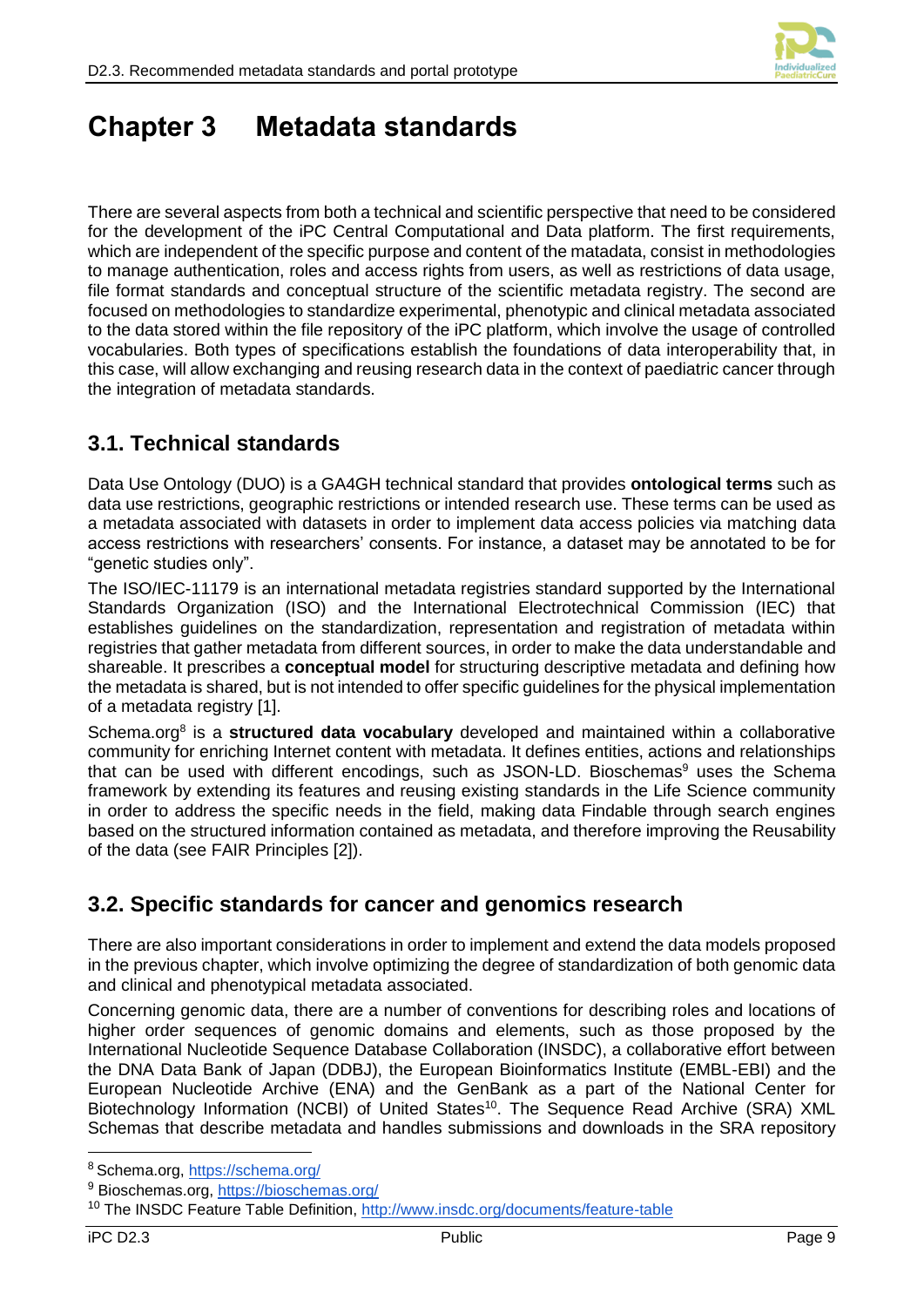# Chapter 3 Metadata standards

There are several aspects from both a technical and scientific perspective that need to be considered for the development of the iPC Central Computational and Data platform. The first requirements, which are independent of the specific purpose and content of the matadata, consist in methodologies to manage authentication, roles and access rights from users, as well as restrictions of data usage, file format standards and conceptual structure of the scientific metadata registry. The second are focused on methodologies to standardize experimental, phenotypic and clinical metadata associated to the data stored within the file repository of the iPC platform, which involve the usage of controlled vocabularies. Both types of specifications establish the foundations of data interoperability that, in this case, will allow exchanging and reusing research data in the context of paediatric cancer through the integration of metadata standards.

## 3.1. Technical standards

Data Use Ontology (DUO) is a GA4GH technical standard that provides **ontological terms** such as data use restrictions, geographic restrictions or intended research use. These terms can be used as a metadata associated with datasets in order to implement data access policies via matching data access restrictions with researchers' consents. For instance, a dataset may be annotated to be for "genetic studies only".

The ISO/IEC-11179 is an international metadata registries standard supported by the International Standards Organization (ISO) and the International Electrotechnical Commission (IEC) that establishes guidelines on the standardization, representation and registration of metadata within registries that gather metadata from different sources, in order to make the data understandable and shareable. It prescribes a **conceptual model** for structuring descriptive metadata and defining how the metadata is shared, but is not intended to offer specific guidelines for the physical implementation of a metadata registry [1].

Schema.org[8] is a **structured data vocabulary** developed and maintained within a collaborative community for enriching Internet content with metadata. It defines entities, actions and relationships that can be used with different encodings, such as JSON-LD. Bioschemas[9] uses the Schema framework by extending its features and reusing existing standards in the Life Science community in order to address the specific needs in the field, making data Findable through search engines based on the structured information contained as metadata, and therefore improving the Reusability of the data (see FAIR Principles [2]).

## 3.2. Specific standards for cancer and genomics research

There are also important considerations in order to implement and extend the data models proposed in the previous chapter, which involve optimizing the degree of standardization of both genomic data and clinical and phenotypical metadata associated.

Concerning genomic data, there are a number of conventions for describing roles and locations of higher order sequences of genomic domains and elements, such as those proposed by the International Nucleotide Sequence Database Collaboration (INSDC), a collaborative effort between the DNA Data Bank of Japan (DDBJ), the European Bioinformatics Institute (EMBL-EBI) and the European Nucleotide Archive (ENA) and the GenBank as a part of the National Center for Biotechnology Information (NCBI) of United States[10]. The Sequence Read Archive (SRA) XML Schemas that describe metadata and handles submissions and downloads in the SRA repository

[8] Schema.org, https://schema.org/

[9] Bioschemas.org, https://bioschemas.org/

[10] The INSDC Feature Table Definition, http://www.insdc.org/documents/feature-table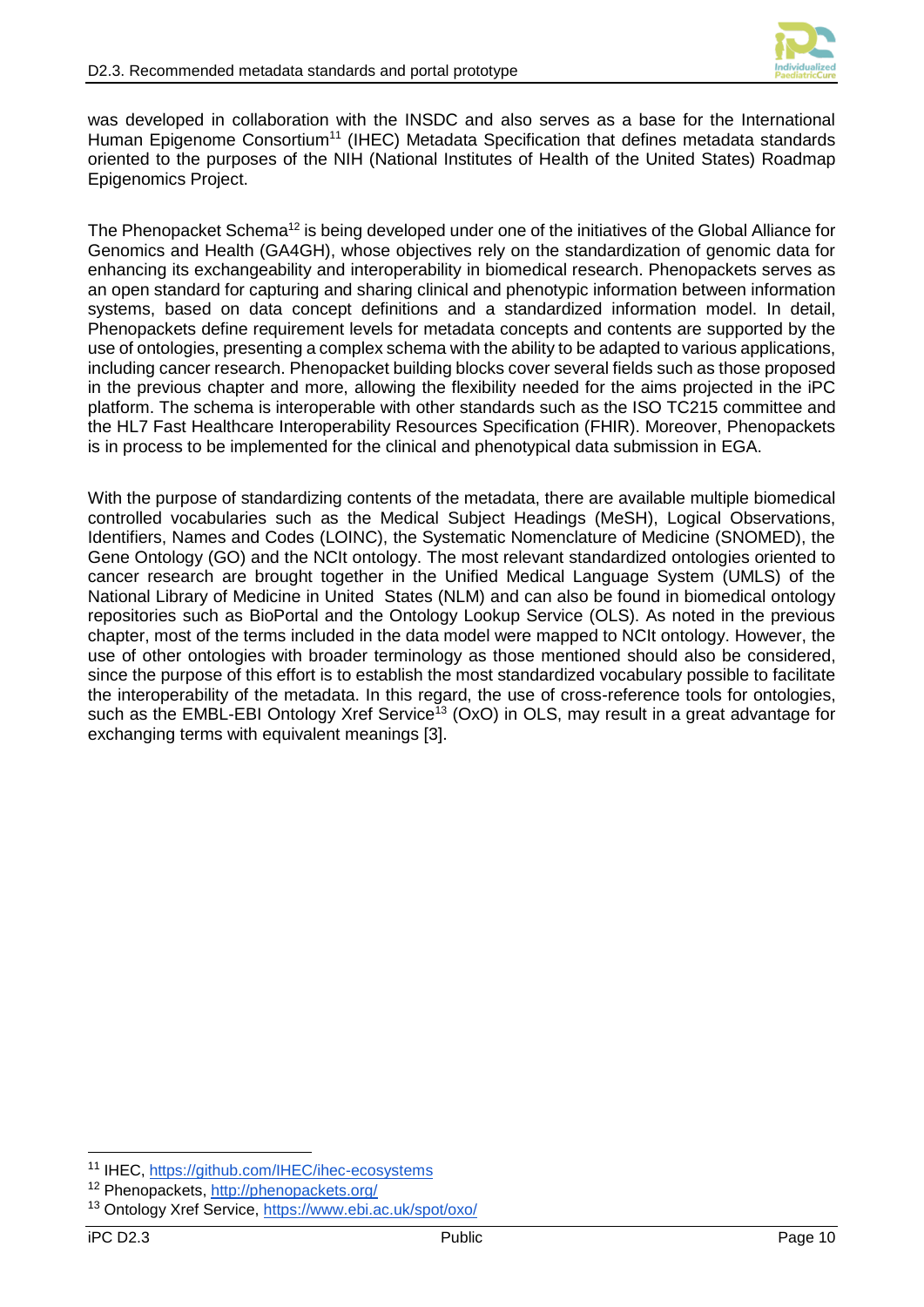was developed in collaboration with the INSDC and also serves as a base for the International Human Epigenome Consortium[11] (IHEC) Metadata Specification that defines metadata standards oriented to the purposes of the NIH (National Institutes of Health of the United States) Roadmap Epigenomics Project.

The Phenopacket Schema[12] is being developed under one of the initiatives of the Global Alliance for Genomics and Health (GA4GH), whose objectives rely on the standardization of genomic data for enhancing its exchangeability and interoperability in biomedical research. Phenopackets serves as an open standard for capturing and sharing clinical and phenotypic information between information systems, based on data concept definitions and a standardized information model. In detail, Phenopackets define requirement levels for metadata concepts and contents are supported by the use of ontologies, presenting a complex schema with the ability to be adapted to various applications, including cancer research. Phenopacket building blocks cover several fields such as those proposed in the previous chapter and more, allowing the flexibility needed for the aims projected in the iPC platform. The schema is interoperable with other standards such as the ISO TC215 committee and the HL7 Fast Healthcare Interoperability Resources Specification (FHIR). Moreover, Phenopackets is in process to be implemented for the clinical and phenotypical data submission in EGA.

With the purpose of standardizing contents of the metadata, there are available multiple biomedical controlled vocabularies such as the Medical Subject Headings (MeSH), Logical Observations, Identifiers, Names and Codes (LOINC), the Systematic Nomenclature of Medicine (SNOMED), the Gene Ontology (GO) and the NCIt ontology. The most relevant standardized ontologies oriented to cancer research are brought together in the Unified Medical Language System (UMLS) of the National Library of Medicine in United States (NLM) and can also be found in biomedical ontology repositories such as BioPortal and the Ontology Lookup Service (OLS). As noted in the previous chapter, most of the terms included in the data model were mapped to NCIt ontology. However, the use of other ontologies with broader terminology as those mentioned should also be considered, since the purpose of this effort is to establish the most standardized vocabulary possible to facilitate the interoperability of the metadata. In this regard, the use of cross-reference tools for ontologies, such as the EMBL-EBI Ontology Xref Service[13] (OxO) in OLS, may result in a great advantage for exchanging terms with equivalent meanings [3].

---

[11] IHEC, https://github.com/IHEC/ihec-ecosystems

[12] Phenopackets, http://phenopackets.org/

[13] Ontology Xref Service, https://www.ebi.ac.uk/spot/oxo/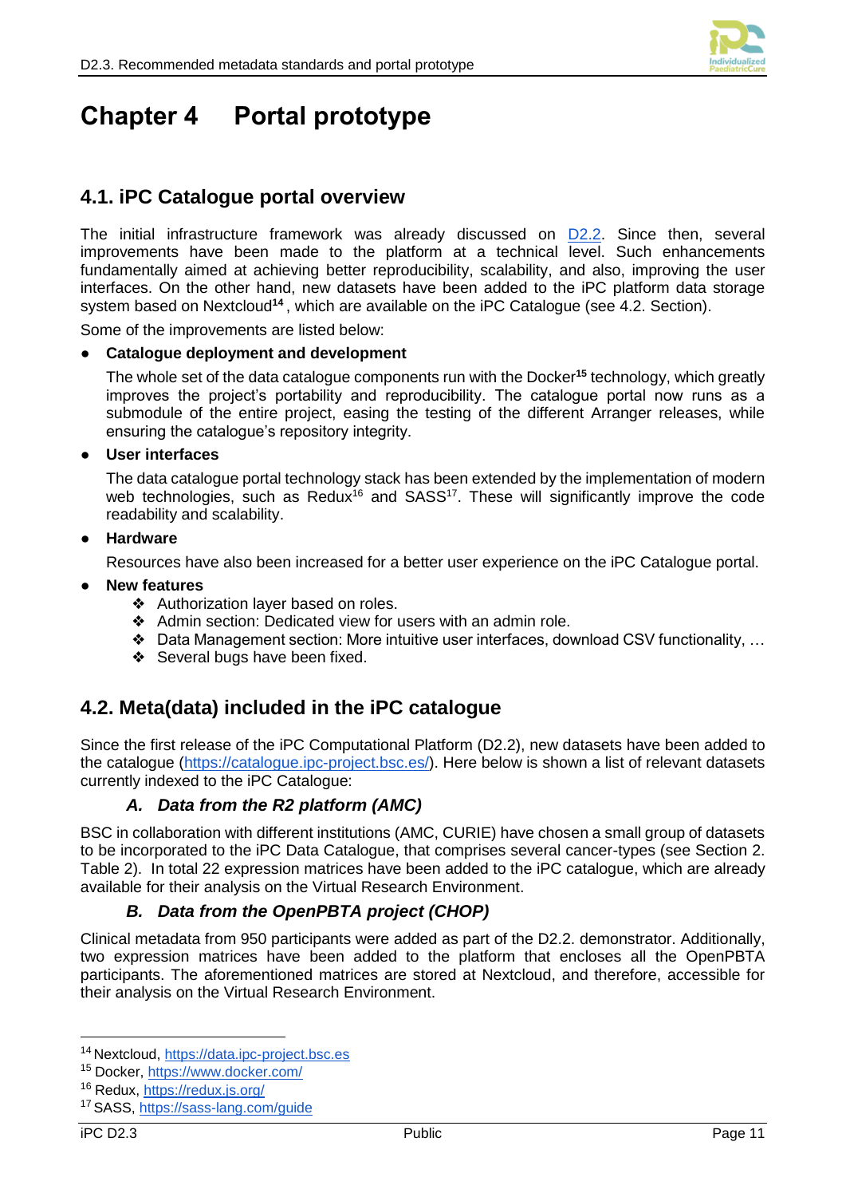# Chapter 4 Portal prototype

## 4.1. iPC Catalogue portal overview

The initial infrastructure framework was already discussed on D2.2. Since then, several improvements have been made to the platform at a technical level. Such enhancements fundamentally aimed at achieving better reproducibility, scalability, and also, improving the user interfaces. On the other hand, new datasets have been added to the iPC platform data storage system based on Nextcloud[14], which are available on the iPC Catalogue (see 4.2. Section).

Some of the improvements are listed below:

- **Catalogue deployment and development**

  The whole set of the data catalogue components run with the Docker[15] technology, which greatly improves the project's portability and reproducibility. The catalogue portal now runs as a submodule of the entire project, easing the testing of the different Arranger releases, while ensuring the catalogue's repository integrity.

- **User interfaces**

  The data catalogue portal technology stack has been extended by the implementation of modern web technologies, such as Redux[16] and SASS[17]. These will significantly improve the code readability and scalability.

- **Hardware**

  Resources have also been increased for a better user experience on the iPC Catalogue portal.

- **New features**
  - Authorization layer based on roles.
  - Admin section: Dedicated view for users with an admin role.
  - Data Management section: More intuitive user interfaces, download CSV functionality, …
  - Several bugs have been fixed.

## 4.2. Meta(data) included in the iPC catalogue

Since the first release of the iPC Computational Platform (D2.2), new datasets have been added to the catalogue (https://catalogue.ipc-project.bsc.es/). Here below is shown a list of relevant datasets currently indexed to the iPC Catalogue:

### A. *Data from the R2 platform (AMC)*

BSC in collaboration with different institutions (AMC, CURIE) have chosen a small group of datasets to be incorporated to the iPC Data Catalogue, that comprises several cancer-types (see Section 2. Table 2). In total 22 expression matrices have been added to the iPC catalogue, which are already available for their analysis on the Virtual Research Environment.

### B. *Data from the OpenPBTA project (CHOP)*

Clinical metadata from 950 participants were added as part of the D2.2. demonstrator. Additionally, two expression matrices have been added to the platform that encloses all the OpenPBTA participants. The aforementioned matrices are stored at Nextcloud, and therefore, accessible for their analysis on the Virtual Research Environment.

---

[14] Nextcloud, https://data.ipc-project.bsc.es

[15] Docker, https://www.docker.com/

[16] Redux, https://redux.js.org/

[17] SASS, https://sass-lang.com/guide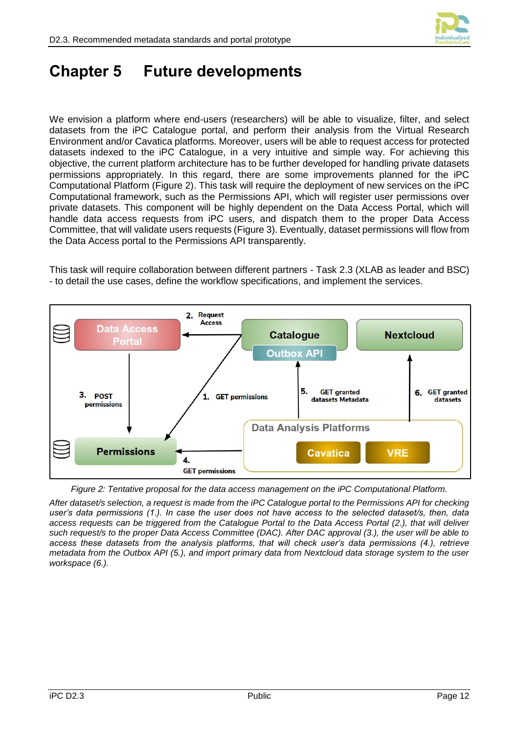# Chapter 5 Future developments

We envision a platform where end-users (researchers) will be able to visualize, filter, and select datasets from the iPC Catalogue portal, and perform their analysis from the Virtual Research Environment and/or Cavatica platforms. Moreover, users will be able to request access for protected datasets indexed to the iPC Catalogue, in a very intuitive and simple way. For achieving this objective, the current platform architecture has to be further developed for handling private datasets permissions appropriately. In this regard, there are some improvements planned for the iPC Computational Platform (Figure 2). This task will require the deployment of new services on the iPC Computational framework, such as the Permissions API, which will register user permissions over private datasets. This component will be highly dependent on the Data Access Portal, which will handle data access requests from iPC users, and dispatch them to the proper Data Access Committee, that will validate users requests (Figure 3). Eventually, dataset permissions will flow from the Data Access portal to the Permissions API transparently.

This task will require collaboration between different partners - Task 2.3 (XLAB as leader and BSC) - to detail the use cases, define the workflow specifications, and implement the services.

*Figure 2: Tentative proposal for the data access management on the iPC Computational Platform.*

*After dataset/s selection, a request is made from the iPC Catalogue portal to the Permissions API for checking user's data permissions (1.). In case the user does not have access to the selected dataset/s, then, data access requests can be triggered from the Catalogue Portal to the Data Access Portal (2.), that will deliver such request/s to the proper Data Access Committee (DAC). After DAC approval (3.), the user will be able to access these datasets from the analysis platforms, that will check user's data permissions (4.), retrieve metadata from the Outbox API (5.), and import primary data from Nextcloud data storage system to the user workspace (6.).*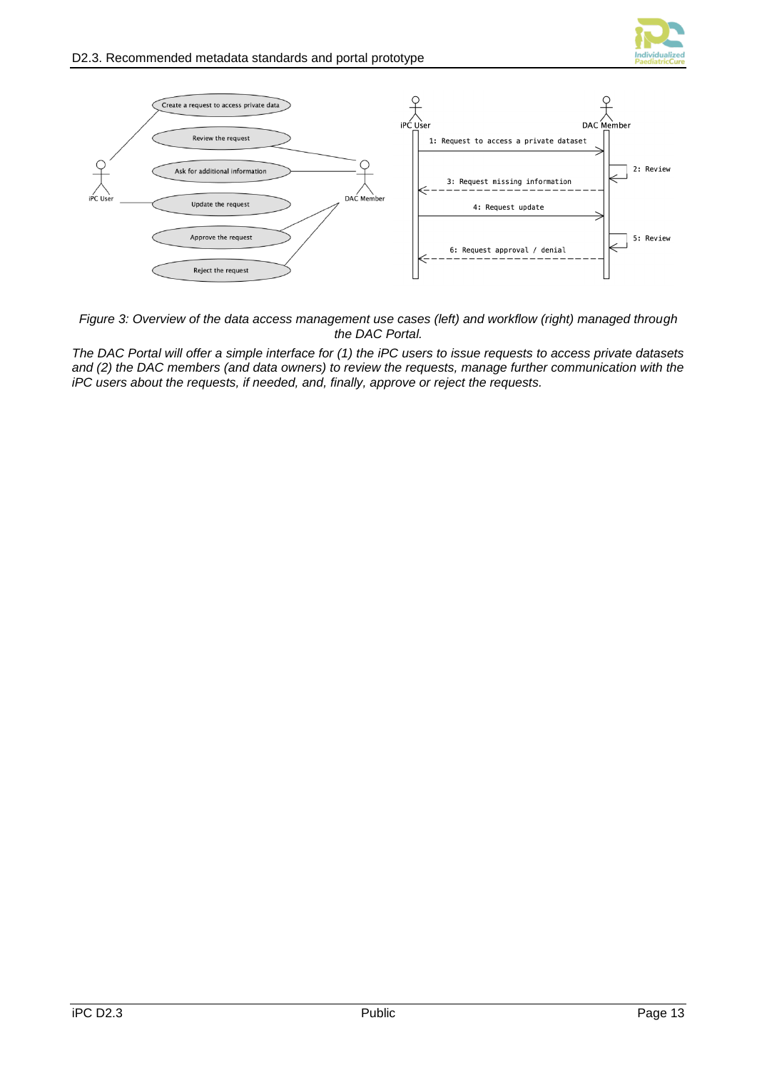*Figure 3: Overview of the data access management use cases (left) and workflow (right) managed through the DAC Portal.*

*The DAC Portal will offer a simple interface for (1) the iPC users to issue requests to access private datasets and (2) the DAC members (and data owners) to review the requests, manage further communication with the iPC users about the requests, if needed, and, finally, approve or reject the requests.*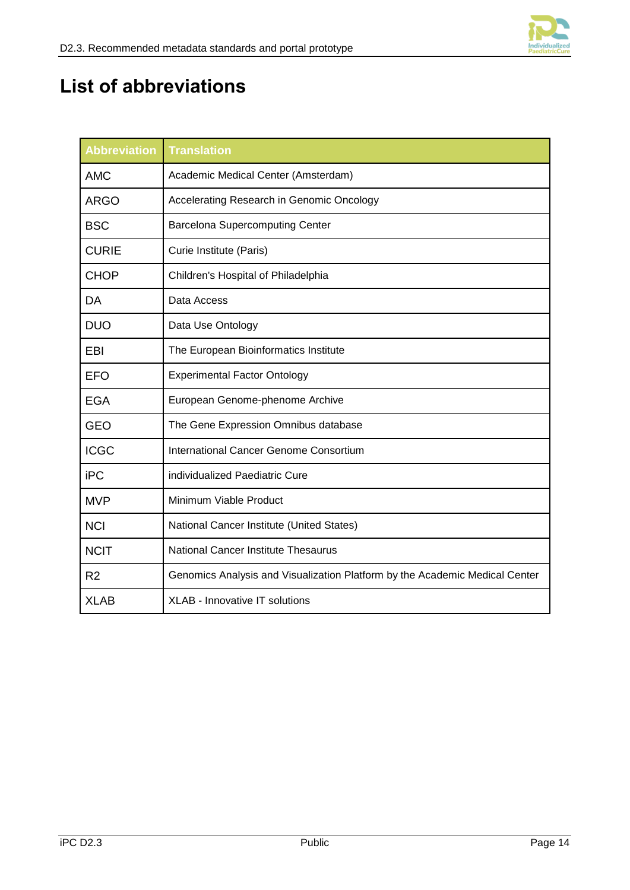# List of abbreviations

| Abbreviation | Translation |
|---|---|
| AMC | Academic Medical Center (Amsterdam) |
| ARGO | Accelerating Research in Genomic Oncology |
| BSC | Barcelona Supercomputing Center |
| CURIE | Curie Institute (Paris) |
| CHOP | Children's Hospital of Philadelphia |
| DA | Data Access |
| DUO | Data Use Ontology |
| EBI | The European Bioinformatics Institute |
| EFO | Experimental Factor Ontology |
| EGA | European Genome-phenome Archive |
| GEO | The Gene Expression Omnibus database |
| ICGC | International Cancer Genome Consortium |
| iPC | individualized Paediatric Cure |
| MVP | Minimum Viable Product |
| NCI | National Cancer Institute (United States) |
| NCIT | National Cancer Institute Thesaurus |
| R2 | Genomics Analysis and Visualization Platform by the Academic Medical Center |
| XLAB | XLAB - Innovative IT solutions |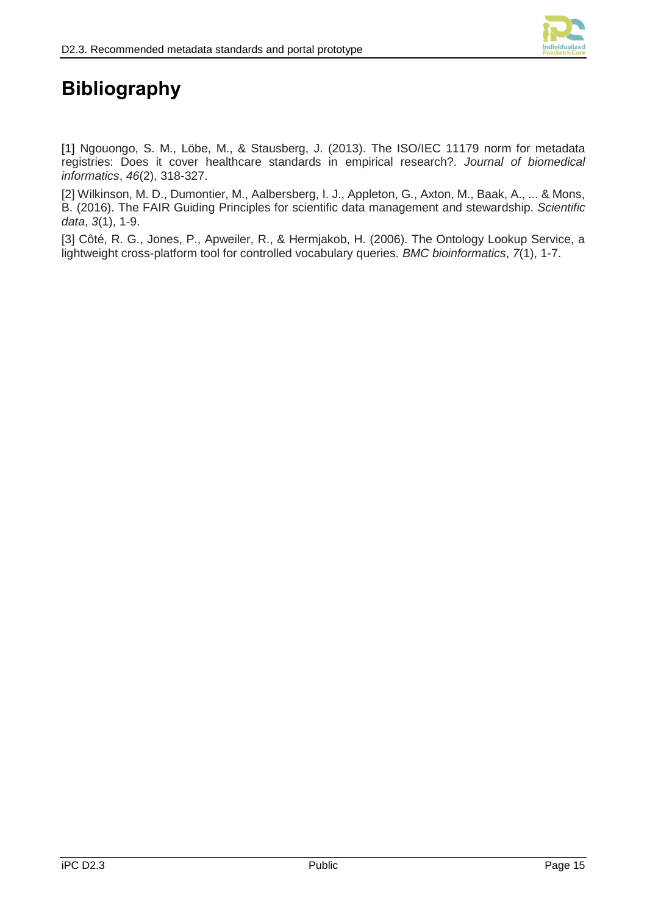# Bibliography

[1] Ngouongo, S. M., Löbe, M., & Stausberg, J. (2013). The ISO/IEC 11179 norm for metadata registries: Does it cover healthcare standards in empirical research?. *Journal of biomedical informatics*, *46*(2), 318-327.

[2] Wilkinson, M. D., Dumontier, M., Aalbersberg, I. J., Appleton, G., Axton, M., Baak, A., ... & Mons, B. (2016). The FAIR Guiding Principles for scientific data management and stewardship. *Scientific data*, *3*(1), 1-9.

[3] Côté, R. G., Jones, P., Apweiler, R., & Hermjakob, H. (2006). The Ontology Lookup Service, a lightweight cross-platform tool for controlled vocabulary queries. *BMC bioinformatics*, *7*(1), 1-7.